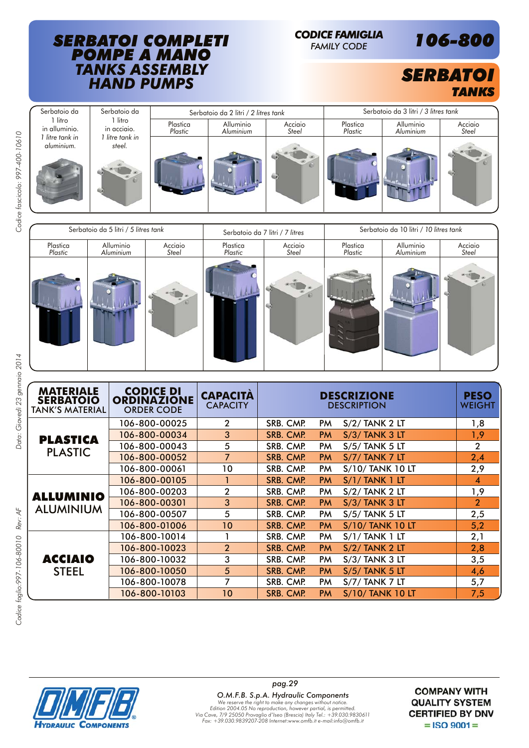# SERBATOI COMPLETI POMPE A MANO
# TANKS ASSEMBLY HAND PUMPS

**CODICE FAMIGLIA** *FAMILY CODE* **106-800**

## SERBATOI
## *TANKS*

| Serbatoio da 1 litro in alluminio. *1 litre tank in aluminium.* | Serbatoio da 1 litro in acciaio. *1 litre tank in steel.* | Serbatoio da 2 litri / *2 litres tank* | | | Serbatoio da 3 litri / *3 litres tank* | | |
|---|---|---|---|---|---|---|---|
| | | Plastica *Plastic* | Alluminio *Aluminium* | Acciaio *Steel* | Plastica *Plastic* | Alluminio *Aluminium* | Acciaio *Steel* |

| Serbatoio da 5 litri / *5 litres tank* | | | Serbatoio da 7 litri / *7 litres* | | Serbatoio da 10 litri / *10 litres tank* | | |
|---|---|---|---|---|---|---|---|
| Plastica *Plastic* | Alluminio *Aluminium* | Acciaio *Steel* | Plastica *Plastic* | Acciaio *Steel* | Plastica *Plastic* | Alluminio *Aluminium* | Acciaio *Steel* |

| MATERIALE SERBATOIO TANK'S MATERIAL | CODICE DI ORDINAZIONE ORDER CODE | CAPACITÀ CAPACITY | DESCRIZIONE DESCRIPTION | PESO WEIGHT |
|---|---|---|---|---|
| **PLASTICA** PLASTIC | 106-800-00025 | 2 | SRB. CMP. PM S/2/ TANK 2 LT | 1,8 |
| | 106-800-00034 | 3 | SRB. CMP. PM S/3/ TANK 3 LT | 1,9 |
| | 106-800-00043 | 5 | SRB. CMP. PM S/5/ TANK 5 LT | 2 |
| | 106-800-00052 | 7 | SRB. CMP. PM S/7/ TANK 7 LT | 2,4 |
| | 106-800-00061 | 10 | SRB. CMP. PM S/10/ TANK 10 LT | 2,9 |
| **ALLUMINIO** ALUMINIUM | 106-800-00105 | 1 | SRB. CMP. PM S/1/ TANK 1 LT | 4 |
| | 106-800-00203 | 2 | SRB. CMP. PM S/2/ TANK 2 LT | 1,9 |
| | 106-800-00301 | 3 | SRB. CMP. PM S/3/ TANK 3 LT | 2 |
| | 106-800-00507 | 5 | SRB. CMP. PM S/5/ TANK 5 LT | 2,5 |
| | 106-800-01006 | 10 | SRB. CMP. PM S/10/ TANK 10 LT | 5,2 |
| **ACCIAIO** STEEL | 106-800-10014 | 1 | SRB. CMP. PM S/1/ TANK 1 LT | 2,1 |
| | 106-800-10023 | 2 | SRB. CMP. PM S/2/ TANK 2 LT | 2,8 |
| | 106-800-10032 | 3 | SRB. CMP. PM S/3/ TANK 3 LT | 3,5 |
| | 106-800-10050 | 5 | SRB. CMP. PM S/5/ TANK 5 LT | 4,6 |
| | 106-800-10078 | 7 | SRB. CMP. PM S/7/ TANK 7 LT | 5,7 |
| | 106-800-10103 | 10 | SRB. CMP. PM S/10/ TANK 10 LT | 7,5 |

*O.M.F.B. S.p.A. Hydraulic Components*
*We reserve the right to make any changes without notice.*
*Edition 2004.05 No reproduction, however partial, is permitted.*
*Via Cave, 7/9 25050 Provaglio d'Iseo (Brescia) Italy Tel.: +39.030.9830611*
*Fax: +39.030.9839207-208 Internet:www.omfb.it e-mail:info@omfb.it*

**COMPANY WITH QUALITY SYSTEM CERTIFIED BY DNV = ISO 9001 =**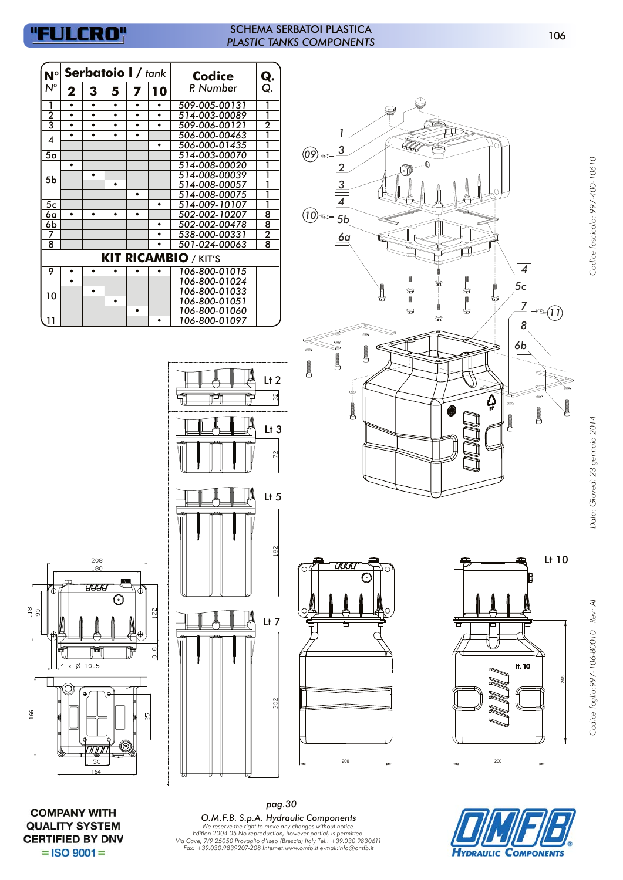# SCHEMA SERBATOI PLASTICA
*PLASTIC TANKS COMPONENTS*

| N° | Serbatoio l / *tank* 2 | 3 | 5 | 7 | 10 | Codice *P. Number* | Q. |
|---|---|---|---|---|---|---|---|
| 1 | • | • | • | • | • | 509-005-00131 | 1 |
| 2 | • | • | • | • | • | 514-003-00089 | 1 |
| 3 | • | • | • | • | • | 509-006-00121 | 2 |
| 4 | • | • | • | • | | 506-000-00463 | 1 |
| | | | | | • | 506-000-01435 | 1 |
| 5a | | | | | | 514-003-00070 | 1 |
| 5b | • | | | | | 514-008-00020 | 1 |
| | | • | | | | 514-008-00039 | 1 |
| | | | • | | | 514-008-00057 | 1 |
| | | | | • | | 514-008-00075 | 1 |
| 5c | | | | | • | 514-009-10107 | 1 |
| 6a | • | • | • | • | | 502-002-10207 | 8 |
| 6b | | | | | • | 502-002-00478 | 8 |
| 7 | | | | | • | 538-000-00331 | 2 |
| 8 | | | | | • | 501-024-00063 | 8 |
| **KIT RICAMBIO** / KIT'S | | | | | | | |
| 9 | • | • | • | • | • | 106-800-01015 | |
| 10 | • | | | | | 106-800-01024 | |
| | | • | | | | 106-800-01033 | |
| | | | • | | | 106-800-01051 | |
| | | | | • | | 106-800-01060 | |
| 11 | | | | | • | 106-800-01097 | |

Lt 2 — 32

Lt 3 — 72

Lt 5 — 182

Lt 7 — 302

Lt 10 — 268

208, 180, 118, 90, 122, 0.8, 4 x Ø 10.5, 166, 95, 50, 164, 200, 200

pag.30

*O.M.F.B. S.p.A. Hydraulic Components*
*We reserve the right to make any changes without notice.*
*Edition 2004.05 No reproduction, however partial, is permitted.*
*Via Cave, 7/9 25050 Provaglio d'Iseo (Brescia) Italy Tel.: +39.030.9830611*
*Fax: +39.030.9839207-208 Internet:www.omfb.it e-mail:info@omfb.it*

**COMPANY WITH QUALITY SYSTEM CERTIFIED BY DNV = ISO 9001 =**

*Codice fascicolo: 997-400-10610*
*Data: Giovedì 23 gennaio 2014*
*Codice foglio:997-106-80010 Rev: AF*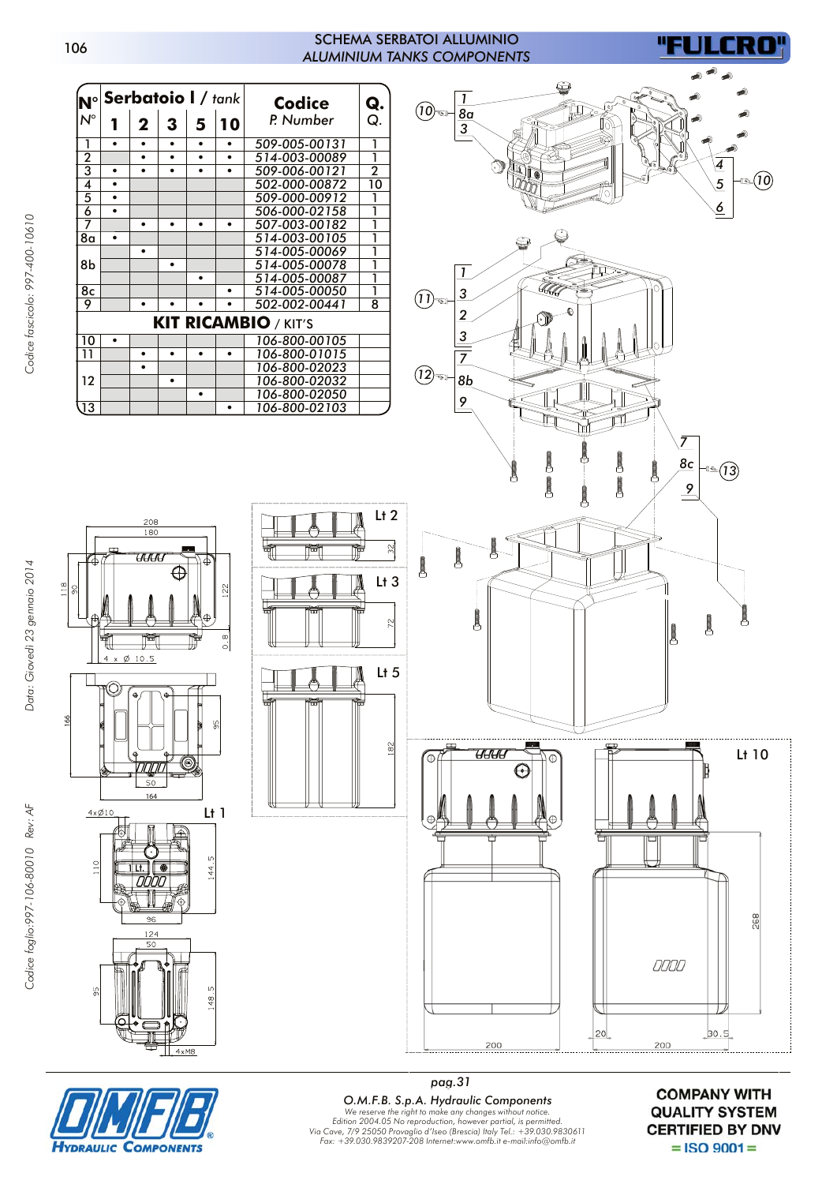# SCHEMA SERBATOI ALLUMINIO
## *ALUMINIUM TANKS COMPONENTS*

| N° *N°* | Serbatoio l / *tank* 1 | 2 | 3 | 5 | 10 | Codice *P. Number* | Q. *Q.* |
|---|---|---|---|---|---|---|---|
| 1 | • | • | • | • | • | 509-005-00131 | 1 |
| 2 | | • | • | • | • | 514-003-00089 | 1 |
| 3 | • | • | • | • | • | 509-006-00121 | 2 |
| 4 | • | | | | | 502-000-00872 | 10 |
| 5 | • | | | | | 509-000-00912 | 1 |
| 6 | • | | | | | 506-000-02158 | 1 |
| 7 | | • | • | • | • | 507-003-00182 | 1 |
| 8a | • | | | | | 514-003-00105 | 1 |
| 8b | | • | | | | 514-005-00069 | 1 |
| | | | • | | | 514-005-00078 | 1 |
| | | | | • | | 514-005-00087 | 1 |
| 8c | | | | | • | 514-005-00050 | 1 |
| 9 | | • | • | • | • | 502-002-00441 | 8 |
| **KIT RICAMBIO** / KIT'S | | | | | | | |
| 10 | • | | | | | 106-800-00105 | |
| 11 | | • | • | • | • | 106-800-01015 | |
| 12 | | • | | | | 106-800-02023 | |
| | | | • | | | 106-800-02032 | |
| | | | | • | | 106-800-02050 | |
| 13 | | | | | • | 106-800-02103 | |

Lt 1 — Lt 2 — Lt 3 — Lt 5 — Lt 10

**O.M.F.B. S.p.A. Hydraulic Components**

We reserve the right to make any changes without notice.
Edition 2004.05 No reproduction, however partial, is permitted.
Via Cave, 7/9 25050 Provaglio d'Iseo (Brescia) Italy Tel.: +39.030.9830611
Fax: +39.030.9839207-208 Internet:www.omfb.it e-mail:info@omfb.it

COMPANY WITH QUALITY SYSTEM CERTIFIED BY DNV
= ISO 9001 =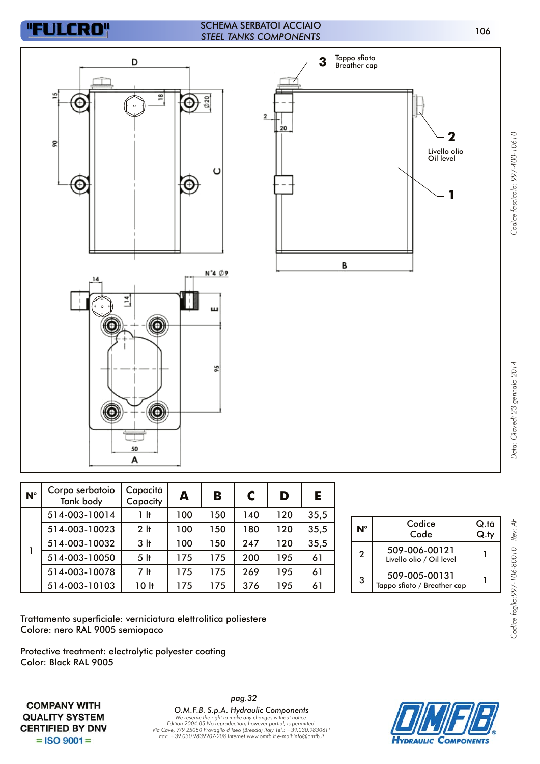# SCHEMA SERBATOI ACCIAIO
*STEEL TANKS COMPONENTS*

D

15

90

18

Ø20

C

3 Tappo sfiato
Breather cap

2

20

2 Livello olio
Oil level

1

B

14

N°4 Ø9

14

E

95

50

A

| N° | Corpo serbatoio Tank body | Capacità Capacity | A | B | C | D | E |
|---|---|---|---|---|---|---|---|
| 1 | 514-003-10014 | 1 lt | 100 | 150 | 140 | 120 | 35,5 |
| | 514-003-10023 | 2 lt | 100 | 150 | 180 | 120 | 35,5 |
| | 514-003-10032 | 3 lt | 100 | 150 | 247 | 120 | 35,5 |
| | 514-003-10050 | 5 lt | 175 | 175 | 200 | 195 | 61 |
| | 514-003-10078 | 7 lt | 175 | 175 | 269 | 195 | 61 |
| | 514-003-10103 | 10 lt | 175 | 175 | 376 | 195 | 61 |

| N° | Codice Code | Q.tà Q.ty |
|---|---|---|
| 2 | 509-006-00121 Livello olio / Oil level | 1 |
| 3 | 509-005-00131 Tappo sfiato / Breather cap | 1 |

Trattamento superficiale: verniciatura elettrolitica poliestere
Colore: nero RAL 9005 semiopaco

Protective treatment: electrolytic polyester coating
Color: Black RAL 9005

Codice fascicolo: 997-400-10610
Data: Giovedì 23 gennaio 2014
Codice foglio:997-106-80010 Rev: AF

COMPANY WITH QUALITY SYSTEM CERTIFIED BY DNV = ISO 9001 =

*O.M.F.B. S.p.A. Hydraulic Components*
*We reserve the right to make any changes without notice.*
*Edition 2004.05 No reproduction, however partial, is permitted.*
*Via Cave, 7/9 25050 Provaglio d'Iseo (Brescia) Italy Tel.: +39.030.9830611*
*Fax: +39.030.9839207-208 Internet:www.omfb.it e-mail:info@omfb.it*